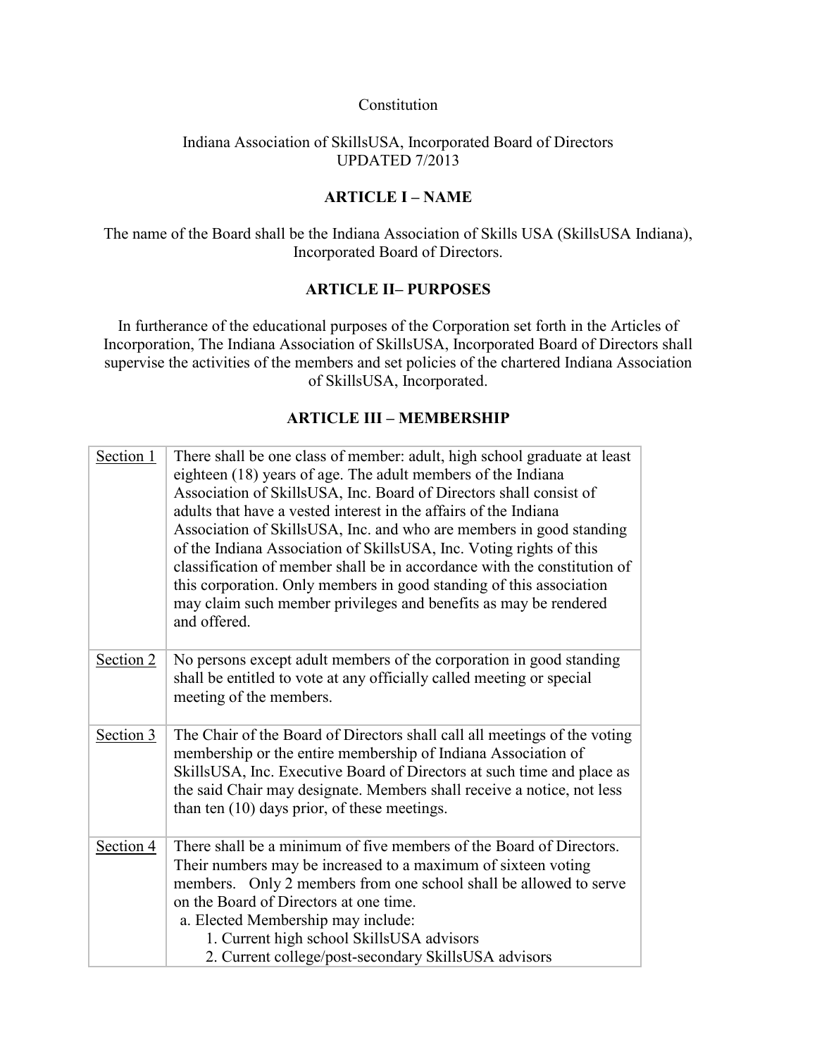Constitution

Indiana Association of SkillsUSA, Incorporated Board of Directors
UPDATED 7/2013

## ARTICLE I – NAME

The name of the Board shall be the Indiana Association of Skills USA (SkillsUSA Indiana), Incorporated Board of Directors.

## ARTICLE II– PURPOSES

In furtherance of the educational purposes of the Corporation set forth in the Articles of Incorporation, The Indiana Association of SkillsUSA, Incorporated Board of Directors shall supervise the activities of the members and set policies of the chartered Indiana Association of SkillsUSA, Incorporated.

## ARTICLE III – MEMBERSHIP

| | |
|---|---|
| Section 1 | There shall be one class of member: adult, high school graduate at least eighteen (18) years of age. The adult members of the Indiana Association of SkillsUSA, Inc. Board of Directors shall consist of adults that have a vested interest in the affairs of the Indiana Association of SkillsUSA, Inc. and who are members in good standing of the Indiana Association of SkillsUSA, Inc. Voting rights of this classification of member shall be in accordance with the constitution of this corporation. Only members in good standing of this association may claim such member privileges and benefits as may be rendered and offered. |
| Section 2 | No persons except adult members of the corporation in good standing shall be entitled to vote at any officially called meeting or special meeting of the members. |
| Section 3 | The Chair of the Board of Directors shall call all meetings of the voting membership or the entire membership of Indiana Association of SkillsUSA, Inc. Executive Board of Directors at such time and place as the said Chair may designate. Members shall receive a notice, not less than ten (10) days prior, of these meetings. |
| Section 4 | There shall be a minimum of five members of the Board of Directors. Their numbers may be increased to a maximum of sixteen voting members. Only 2 members from one school shall be allowed to serve on the Board of Directors at one time.<br>a. Elected Membership may include:<br>1. Current high school SkillsUSA advisors<br>2. Current college/post-secondary SkillsUSA advisors |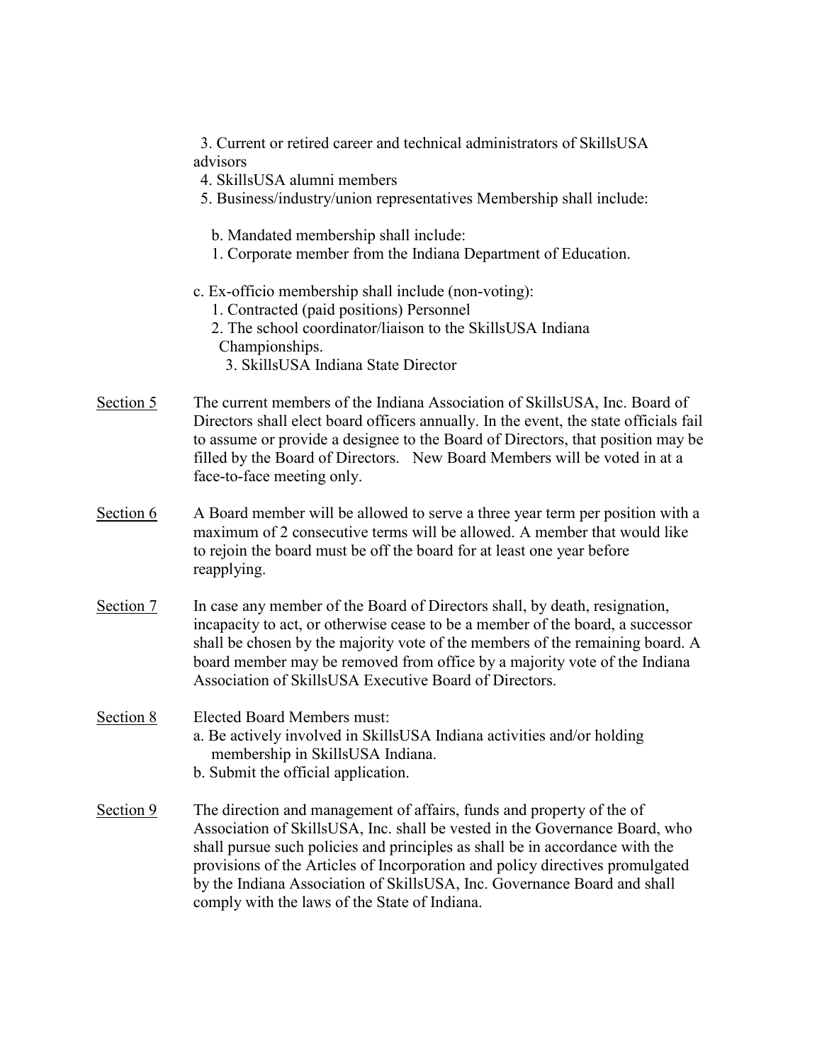3. Current or retired career and technical administrators of SkillsUSA advisors
4. SkillsUSA alumni members
5. Business/industry/union representatives Membership shall include:

b. Mandated membership shall include:
1. Corporate member from the Indiana Department of Education.

c. Ex-officio membership shall include (non-voting):
1. Contracted (paid positions) Personnel
2. The school coordinator/liaison to the SkillsUSA Indiana Championships.
3. SkillsUSA Indiana State Director

Section 5 The current members of the Indiana Association of SkillsUSA, Inc. Board of Directors shall elect board officers annually. In the event, the state officials fail to assume or provide a designee to the Board of Directors, that position may be filled by the Board of Directors. New Board Members will be voted in at a face-to-face meeting only.

Section 6 A Board member will be allowed to serve a three year term per position with a maximum of 2 consecutive terms will be allowed. A member that would like to rejoin the board must be off the board for at least one year before reapplying.

Section 7 In case any member of the Board of Directors shall, by death, resignation, incapacity to act, or otherwise cease to be a member of the board, a successor shall be chosen by the majority vote of the members of the remaining board. A board member may be removed from office by a majority vote of the Indiana Association of SkillsUSA Executive Board of Directors.

Section 8 Elected Board Members must:
a. Be actively involved in SkillsUSA Indiana activities and/or holding membership in SkillsUSA Indiana.
b. Submit the official application.

Section 9 The direction and management of affairs, funds and property of the of Association of SkillsUSA, Inc. shall be vested in the Governance Board, who shall pursue such policies and principles as shall be in accordance with the provisions of the Articles of Incorporation and policy directives promulgated by the Indiana Association of SkillsUSA, Inc. Governance Board and shall comply with the laws of the State of Indiana.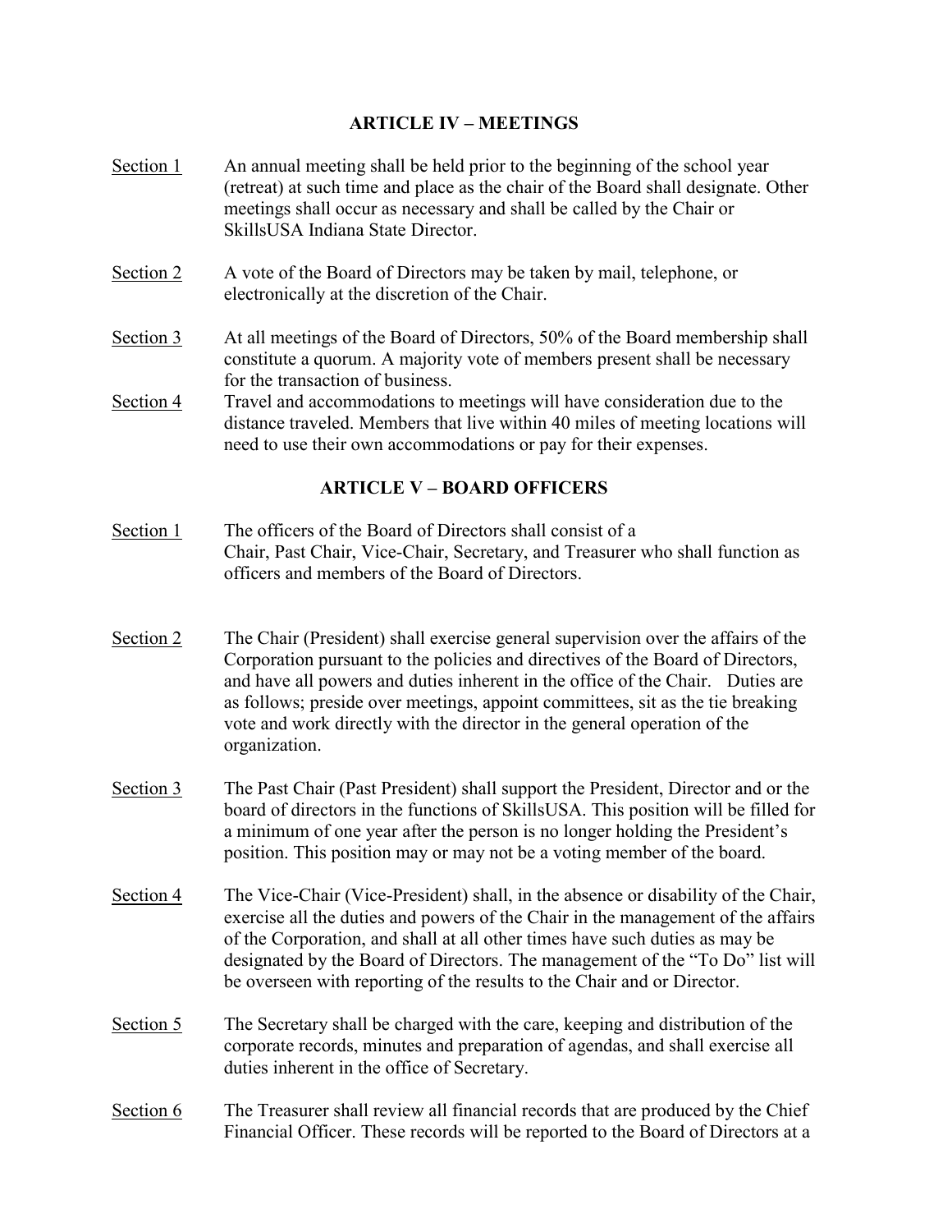## ARTICLE IV – MEETINGS

<u>Section 1</u> An annual meeting shall be held prior to the beginning of the school year (retreat) at such time and place as the chair of the Board shall designate. Other meetings shall occur as necessary and shall be called by the Chair or SkillsUSA Indiana State Director.

<u>Section 2</u> A vote of the Board of Directors may be taken by mail, telephone, or electronically at the discretion of the Chair.

<u>Section 3</u> At all meetings of the Board of Directors, 50% of the Board membership shall constitute a quorum. A majority vote of members present shall be necessary for the transaction of business.

<u>Section 4</u> Travel and accommodations to meetings will have consideration due to the distance traveled. Members that live within 40 miles of meeting locations will need to use their own accommodations or pay for their expenses.

## ARTICLE V – BOARD OFFICERS

<u>Section 1</u> The officers of the Board of Directors shall consist of a Chair, Past Chair, Vice-Chair, Secretary, and Treasurer who shall function as officers and members of the Board of Directors.

<u>Section 2</u> The Chair (President) shall exercise general supervision over the affairs of the Corporation pursuant to the policies and directives of the Board of Directors, and have all powers and duties inherent in the office of the Chair. Duties are as follows; preside over meetings, appoint committees, sit as the tie breaking vote and work directly with the director in the general operation of the organization.

<u>Section 3</u> The Past Chair (Past President) shall support the President, Director and or the board of directors in the functions of SkillsUSA. This position will be filled for a minimum of one year after the person is no longer holding the President's position. This position may or may not be a voting member of the board.

<u>Section 4</u> The Vice-Chair (Vice-President) shall, in the absence or disability of the Chair, exercise all the duties and powers of the Chair in the management of the affairs of the Corporation, and shall at all other times have such duties as may be designated by the Board of Directors. The management of the "To Do" list will be overseen with reporting of the results to the Chair and or Director.

<u>Section 5</u> The Secretary shall be charged with the care, keeping and distribution of the corporate records, minutes and preparation of agendas, and shall exercise all duties inherent in the office of Secretary.

<u>Section 6</u> The Treasurer shall review all financial records that are produced by the Chief Financial Officer. These records will be reported to the Board of Directors at a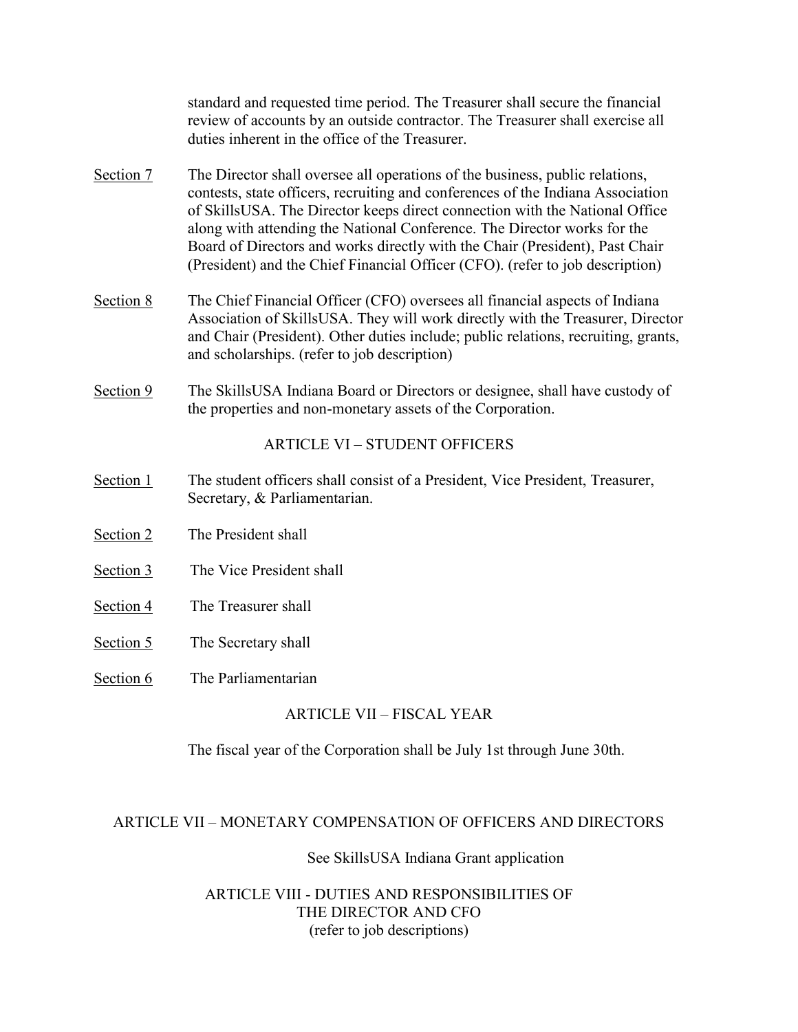standard and requested time period. The Treasurer shall secure the financial review of accounts by an outside contractor. The Treasurer shall exercise all duties inherent in the office of the Treasurer.

Section 7 The Director shall oversee all operations of the business, public relations, contests, state officers, recruiting and conferences of the Indiana Association of SkillsUSA. The Director keeps direct connection with the National Office along with attending the National Conference. The Director works for the Board of Directors and works directly with the Chair (President), Past Chair (President) and the Chief Financial Officer (CFO). (refer to job description)

Section 8 The Chief Financial Officer (CFO) oversees all financial aspects of Indiana Association of SkillsUSA. They will work directly with the Treasurer, Director and Chair (President). Other duties include; public relations, recruiting, grants, and scholarships. (refer to job description)

Section 9 The SkillsUSA Indiana Board or Directors or designee, shall have custody of the properties and non-monetary assets of the Corporation.

## ARTICLE VI – STUDENT OFFICERS

Section 1 The student officers shall consist of a President, Vice President, Treasurer, Secretary, & Parliamentarian.

Section 2 The President shall

Section 3 The Vice President shall

Section 4 The Treasurer shall

Section 5 The Secretary shall

Section 6 The Parliamentarian

## ARTICLE VII – FISCAL YEAR

The fiscal year of the Corporation shall be July 1st through June 30th.

## ARTICLE VII – MONETARY COMPENSATION OF OFFICERS AND DIRECTORS

See SkillsUSA Indiana Grant application

## ARTICLE VIII - DUTIES AND RESPONSIBILITIES OF THE DIRECTOR AND CFO

(refer to job descriptions)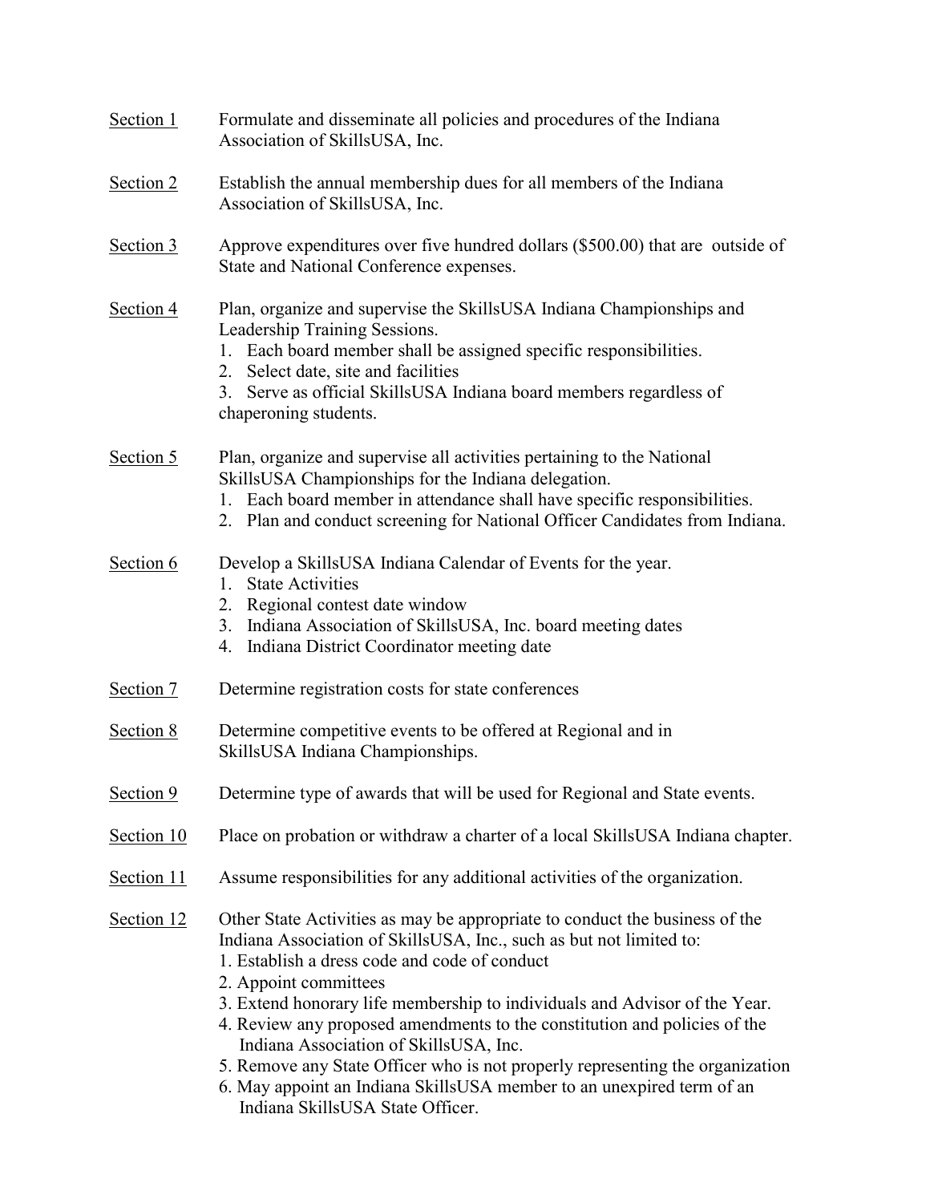<u>Section 1</u> Formulate and disseminate all policies and procedures of the Indiana Association of SkillsUSA, Inc.

<u>Section 2</u> Establish the annual membership dues for all members of the Indiana Association of SkillsUSA, Inc.

<u>Section 3</u> Approve expenditures over five hundred dollars ($500.00) that are outside of State and National Conference expenses.

<u>Section 4</u> Plan, organize and supervise the SkillsUSA Indiana Championships and Leadership Training Sessions.

1. Each board member shall be assigned specific responsibilities.
2. Select date, site and facilities
3. Serve as official SkillsUSA Indiana board members regardless of chaperoning students.

<u>Section 5</u> Plan, organize and supervise all activities pertaining to the National SkillsUSA Championships for the Indiana delegation.

1. Each board member in attendance shall have specific responsibilities.
2. Plan and conduct screening for National Officer Candidates from Indiana.

<u>Section 6</u> Develop a SkillsUSA Indiana Calendar of Events for the year.

1. State Activities
2. Regional contest date window
3. Indiana Association of SkillsUSA, Inc. board meeting dates
4. Indiana District Coordinator meeting date

<u>Section 7</u> Determine registration costs for state conferences

<u>Section 8</u> Determine competitive events to be offered at Regional and in SkillsUSA Indiana Championships.

<u>Section 9</u> Determine type of awards that will be used for Regional and State events.

<u>Section 10</u> Place on probation or withdraw a charter of a local SkillsUSA Indiana chapter.

<u>Section 11</u> Assume responsibilities for any additional activities of the organization.

<u>Section 12</u> Other State Activities as may be appropriate to conduct the business of the Indiana Association of SkillsUSA, Inc., such as but not limited to:

1. Establish a dress code and code of conduct
2. Appoint committees
3. Extend honorary life membership to individuals and Advisor of the Year.
4. Review any proposed amendments to the constitution and policies of the Indiana Association of SkillsUSA, Inc.
5. Remove any State Officer who is not properly representing the organization
6. May appoint an Indiana SkillsUSA member to an unexpired term of an Indiana SkillsUSA State Officer.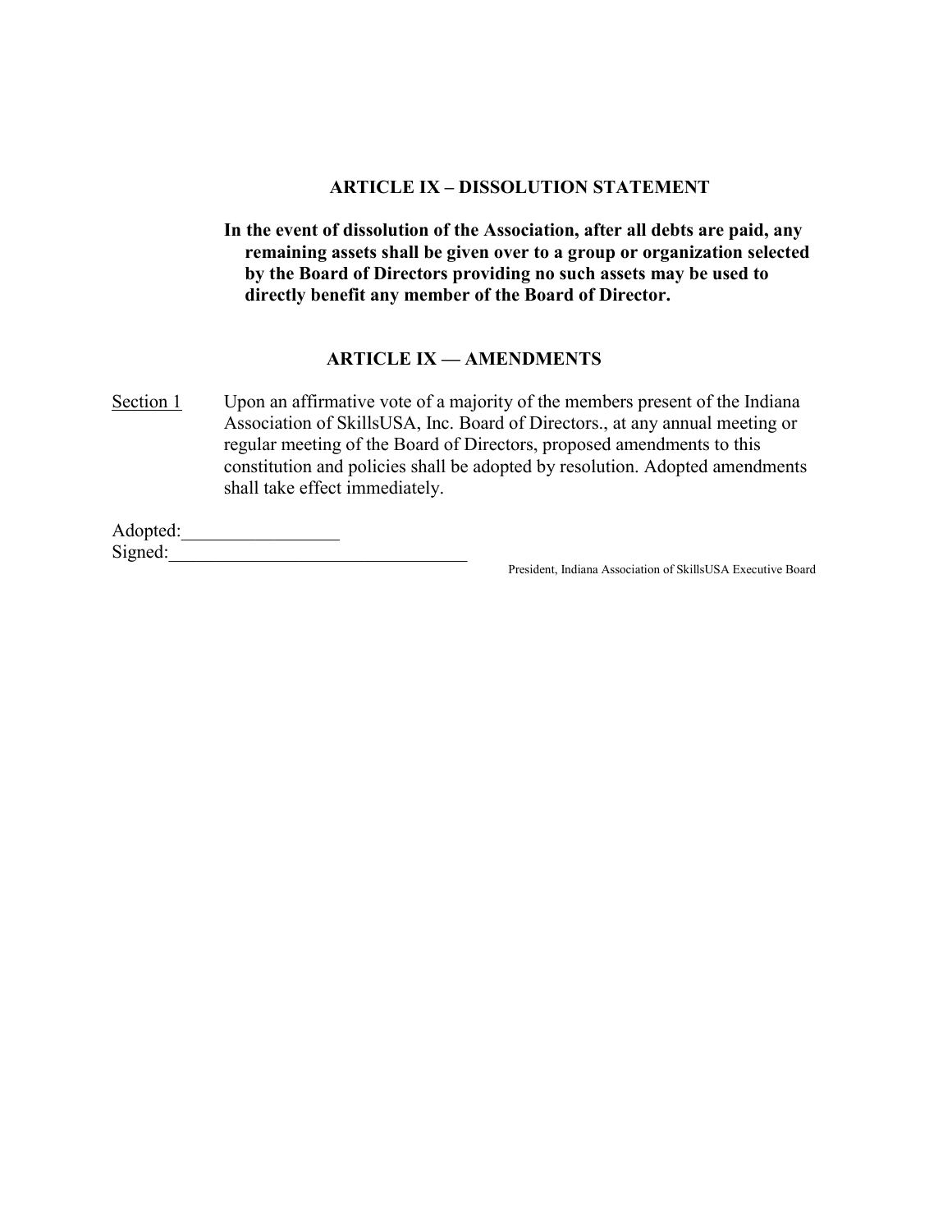## ARTICLE IX – DISSOLUTION STATEMENT

**In the event of dissolution of the Association, after all debts are paid, any remaining assets shall be given over to a group or organization selected by the Board of Directors providing no such assets may be used to directly benefit any member of the Board of Director.**

## ARTICLE IX — AMENDMENTS

Section 1 Upon an affirmative vote of a majority of the members present of the Indiana Association of SkillsUSA, Inc. Board of Directors., at any annual meeting or regular meeting of the Board of Directors, proposed amendments to this constitution and policies shall be adopted by resolution. Adopted amendments shall take effect immediately.

Adopted:_________________

Signed:________________________________

President, Indiana Association of SkillsUSA Executive Board